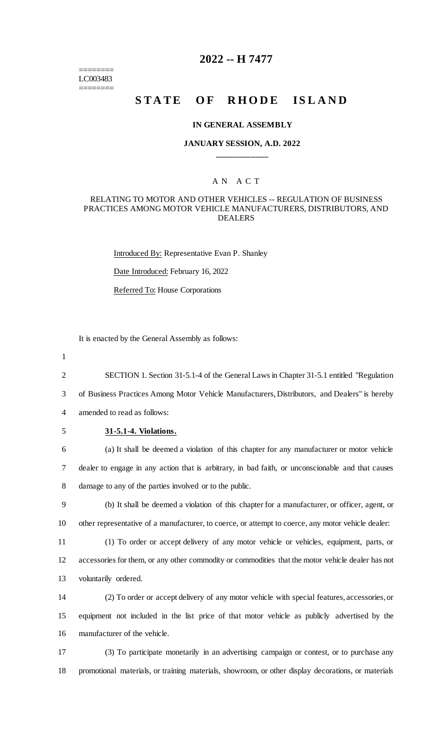========
LC003483
========

# 2022 -- H 7477

## STATE OF RHODE ISLAND

### IN GENERAL ASSEMBLY

### JANUARY SESSION, A.D. 2022

____________

A N A C T

RELATING TO MOTOR AND OTHER VEHICLES -- REGULATION OF BUSINESS PRACTICES AMONG MOTOR VEHICLE MANUFACTURERS, DISTRIBUTORS, AND DEALERS

Introduced By: Representative Evan P. Shanley

Date Introduced: February 16, 2022

Referred To: House Corporations

It is enacted by the General Assembly as follows:

SECTION 1. Section 31-5.1-4 of the General Laws in Chapter 31-5.1 entitled "Regulation of Business Practices Among Motor Vehicle Manufacturers, Distributors, and Dealers" is hereby amended to read as follows:

**31-5.1-4. Violations.**

(a) It shall be deemed a violation of this chapter for any manufacturer or motor vehicle dealer to engage in any action that is arbitrary, in bad faith, or unconscionable and that causes damage to any of the parties involved or to the public.

(b) It shall be deemed a violation of this chapter for a manufacturer, or officer, agent, or other representative of a manufacturer, to coerce, or attempt to coerce, any motor vehicle dealer:

(1) To order or accept delivery of any motor vehicle or vehicles, equipment, parts, or accessories for them, or any other commodity or commodities that the motor vehicle dealer has not voluntarily ordered.

(2) To order or accept delivery of any motor vehicle with special features, accessories, or equipment not included in the list price of that motor vehicle as publicly advertised by the manufacturer of the vehicle.

(3) To participate monetarily in an advertising campaign or contest, or to purchase any promotional materials, or training materials, showroom, or other display decorations, or materials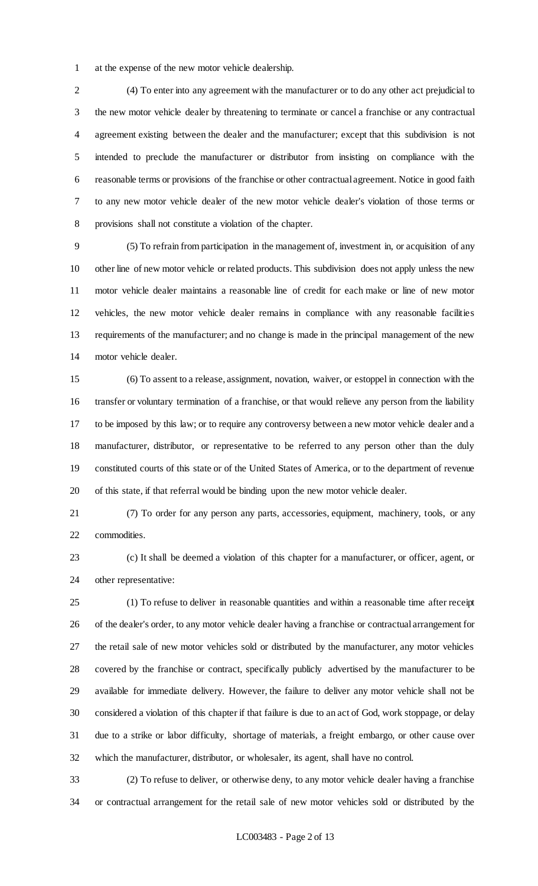at the expense of the new motor vehicle dealership.

(4) To enter into any agreement with the manufacturer or to do any other act prejudicial to the new motor vehicle dealer by threatening to terminate or cancel a franchise or any contractual agreement existing between the dealer and the manufacturer; except that this subdivision is not intended to preclude the manufacturer or distributor from insisting on compliance with the reasonable terms or provisions of the franchise or other contractual agreement. Notice in good faith to any new motor vehicle dealer of the new motor vehicle dealer's violation of those terms or provisions shall not constitute a violation of the chapter.

(5) To refrain from participation in the management of, investment in, or acquisition of any other line of new motor vehicle or related products. This subdivision does not apply unless the new motor vehicle dealer maintains a reasonable line of credit for each make or line of new motor vehicles, the new motor vehicle dealer remains in compliance with any reasonable facilities requirements of the manufacturer; and no change is made in the principal management of the new motor vehicle dealer.

(6) To assent to a release, assignment, novation, waiver, or estoppel in connection with the transfer or voluntary termination of a franchise, or that would relieve any person from the liability to be imposed by this law; or to require any controversy between a new motor vehicle dealer and a manufacturer, distributor, or representative to be referred to any person other than the duly constituted courts of this state or of the United States of America, or to the department of revenue of this state, if that referral would be binding upon the new motor vehicle dealer.

(7) To order for any person any parts, accessories, equipment, machinery, tools, or any commodities.

(c) It shall be deemed a violation of this chapter for a manufacturer, or officer, agent, or other representative:

(1) To refuse to deliver in reasonable quantities and within a reasonable time after receipt of the dealer's order, to any motor vehicle dealer having a franchise or contractual arrangement for the retail sale of new motor vehicles sold or distributed by the manufacturer, any motor vehicles covered by the franchise or contract, specifically publicly advertised by the manufacturer to be available for immediate delivery. However, the failure to deliver any motor vehicle shall not be considered a violation of this chapter if that failure is due to an act of God, work stoppage, or delay due to a strike or labor difficulty, shortage of materials, a freight embargo, or other cause over which the manufacturer, distributor, or wholesaler, its agent, shall have no control.

(2) To refuse to deliver, or otherwise deny, to any motor vehicle dealer having a franchise or contractual arrangement for the retail sale of new motor vehicles sold or distributed by the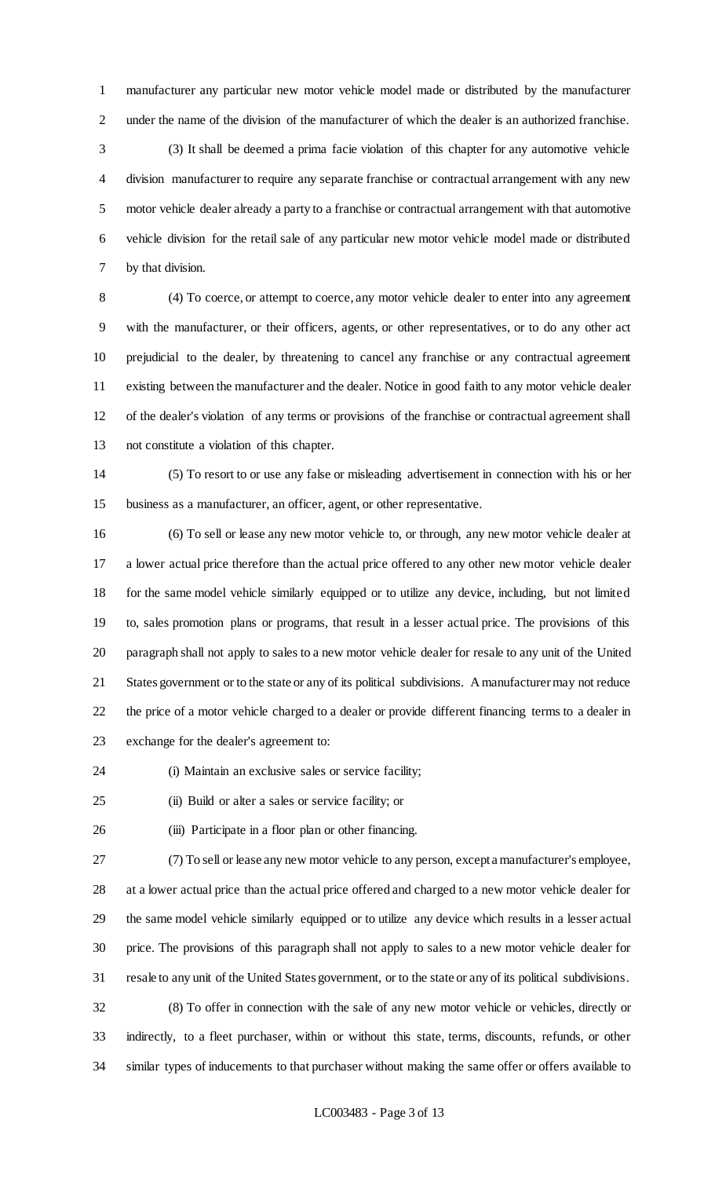manufacturer any particular new motor vehicle model made or distributed by the manufacturer under the name of the division of the manufacturer of which the dealer is an authorized franchise.

(3) It shall be deemed a prima facie violation of this chapter for any automotive vehicle division manufacturer to require any separate franchise or contractual arrangement with any new motor vehicle dealer already a party to a franchise or contractual arrangement with that automotive vehicle division for the retail sale of any particular new motor vehicle model made or distributed by that division.

(4) To coerce, or attempt to coerce, any motor vehicle dealer to enter into any agreement with the manufacturer, or their officers, agents, or other representatives, or to do any other act prejudicial to the dealer, by threatening to cancel any franchise or any contractual agreement existing between the manufacturer and the dealer. Notice in good faith to any motor vehicle dealer of the dealer's violation of any terms or provisions of the franchise or contractual agreement shall not constitute a violation of this chapter.

(5) To resort to or use any false or misleading advertisement in connection with his or her business as a manufacturer, an officer, agent, or other representative.

(6) To sell or lease any new motor vehicle to, or through, any new motor vehicle dealer at a lower actual price therefore than the actual price offered to any other new motor vehicle dealer for the same model vehicle similarly equipped or to utilize any device, including, but not limited to, sales promotion plans or programs, that result in a lesser actual price. The provisions of this paragraph shall not apply to sales to a new motor vehicle dealer for resale to any unit of the United States government or to the state or any of its political subdivisions. A manufacturer may not reduce the price of a motor vehicle charged to a dealer or provide different financing terms to a dealer in exchange for the dealer's agreement to:

(i) Maintain an exclusive sales or service facility;

(ii) Build or alter a sales or service facility; or

(iii) Participate in a floor plan or other financing.

(7) To sell or lease any new motor vehicle to any person, except a manufacturer's employee, at a lower actual price than the actual price offered and charged to a new motor vehicle dealer for the same model vehicle similarly equipped or to utilize any device which results in a lesser actual price. The provisions of this paragraph shall not apply to sales to a new motor vehicle dealer for resale to any unit of the United States government, or to the state or any of its political subdivisions.

(8) To offer in connection with the sale of any new motor vehicle or vehicles, directly or indirectly, to a fleet purchaser, within or without this state, terms, discounts, refunds, or other similar types of inducements to that purchaser without making the same offer or offers available to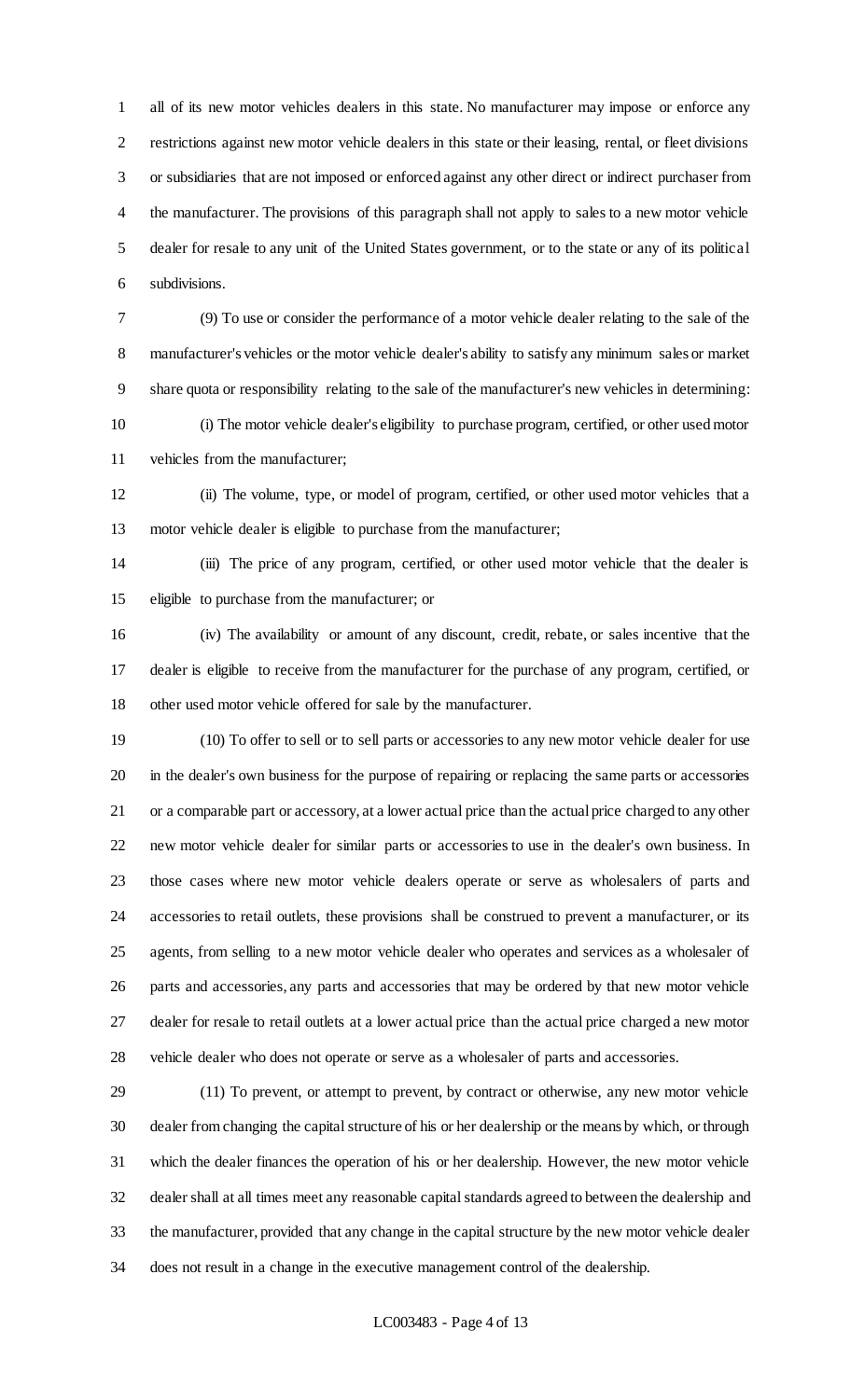all of its new motor vehicles dealers in this state. No manufacturer may impose or enforce any restrictions against new motor vehicle dealers in this state or their leasing, rental, or fleet divisions or subsidiaries that are not imposed or enforced against any other direct or indirect purchaser from the manufacturer. The provisions of this paragraph shall not apply to sales to a new motor vehicle dealer for resale to any unit of the United States government, or to the state or any of its political subdivisions.

(9) To use or consider the performance of a motor vehicle dealer relating to the sale of the manufacturer's vehicles or the motor vehicle dealer's ability to satisfy any minimum sales or market share quota or responsibility relating to the sale of the manufacturer's new vehicles in determining:

(i) The motor vehicle dealer's eligibility to purchase program, certified, or other used motor vehicles from the manufacturer;

(ii) The volume, type, or model of program, certified, or other used motor vehicles that a motor vehicle dealer is eligible to purchase from the manufacturer;

(iii) The price of any program, certified, or other used motor vehicle that the dealer is eligible to purchase from the manufacturer; or

(iv) The availability or amount of any discount, credit, rebate, or sales incentive that the dealer is eligible to receive from the manufacturer for the purchase of any program, certified, or other used motor vehicle offered for sale by the manufacturer.

(10) To offer to sell or to sell parts or accessories to any new motor vehicle dealer for use in the dealer's own business for the purpose of repairing or replacing the same parts or accessories or a comparable part or accessory, at a lower actual price than the actual price charged to any other new motor vehicle dealer for similar parts or accessories to use in the dealer's own business. In those cases where new motor vehicle dealers operate or serve as wholesalers of parts and accessories to retail outlets, these provisions shall be construed to prevent a manufacturer, or its agents, from selling to a new motor vehicle dealer who operates and services as a wholesaler of parts and accessories, any parts and accessories that may be ordered by that new motor vehicle dealer for resale to retail outlets at a lower actual price than the actual price charged a new motor vehicle dealer who does not operate or serve as a wholesaler of parts and accessories.

(11) To prevent, or attempt to prevent, by contract or otherwise, any new motor vehicle dealer from changing the capital structure of his or her dealership or the means by which, or through which the dealer finances the operation of his or her dealership. However, the new motor vehicle dealer shall at all times meet any reasonable capital standards agreed to between the dealership and the manufacturer, provided that any change in the capital structure by the new motor vehicle dealer does not result in a change in the executive management control of the dealership.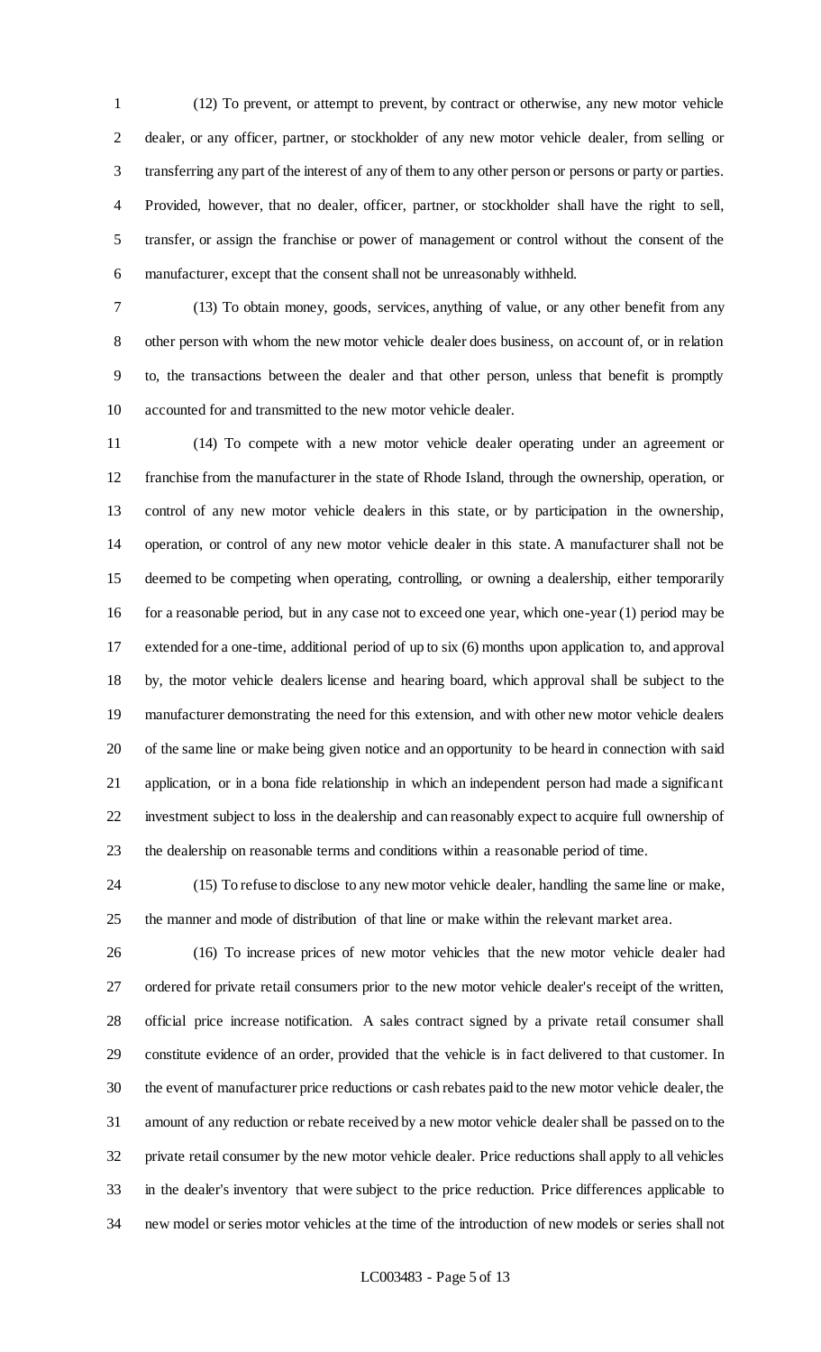(12) To prevent, or attempt to prevent, by contract or otherwise, any new motor vehicle dealer, or any officer, partner, or stockholder of any new motor vehicle dealer, from selling or transferring any part of the interest of any of them to any other person or persons or party or parties. Provided, however, that no dealer, officer, partner, or stockholder shall have the right to sell, transfer, or assign the franchise or power of management or control without the consent of the manufacturer, except that the consent shall not be unreasonably withheld.

(13) To obtain money, goods, services, anything of value, or any other benefit from any other person with whom the new motor vehicle dealer does business, on account of, or in relation to, the transactions between the dealer and that other person, unless that benefit is promptly accounted for and transmitted to the new motor vehicle dealer.

(14) To compete with a new motor vehicle dealer operating under an agreement or franchise from the manufacturer in the state of Rhode Island, through the ownership, operation, or control of any new motor vehicle dealers in this state, or by participation in the ownership, operation, or control of any new motor vehicle dealer in this state. A manufacturer shall not be deemed to be competing when operating, controlling, or owning a dealership, either temporarily for a reasonable period, but in any case not to exceed one year, which one-year (1) period may be extended for a one-time, additional period of up to six (6) months upon application to, and approval by, the motor vehicle dealers license and hearing board, which approval shall be subject to the manufacturer demonstrating the need for this extension, and with other new motor vehicle dealers of the same line or make being given notice and an opportunity to be heard in connection with said application, or in a bona fide relationship in which an independent person had made a significant investment subject to loss in the dealership and can reasonably expect to acquire full ownership of the dealership on reasonable terms and conditions within a reasonable period of time.

(15) To refuse to disclose to any new motor vehicle dealer, handling the same line or make, the manner and mode of distribution of that line or make within the relevant market area.

(16) To increase prices of new motor vehicles that the new motor vehicle dealer had ordered for private retail consumers prior to the new motor vehicle dealer's receipt of the written, official price increase notification. A sales contract signed by a private retail consumer shall constitute evidence of an order, provided that the vehicle is in fact delivered to that customer. In the event of manufacturer price reductions or cash rebates paid to the new motor vehicle dealer, the amount of any reduction or rebate received by a new motor vehicle dealer shall be passed on to the private retail consumer by the new motor vehicle dealer. Price reductions shall apply to all vehicles in the dealer's inventory that were subject to the price reduction. Price differences applicable to new model or series motor vehicles at the time of the introduction of new models or series shall not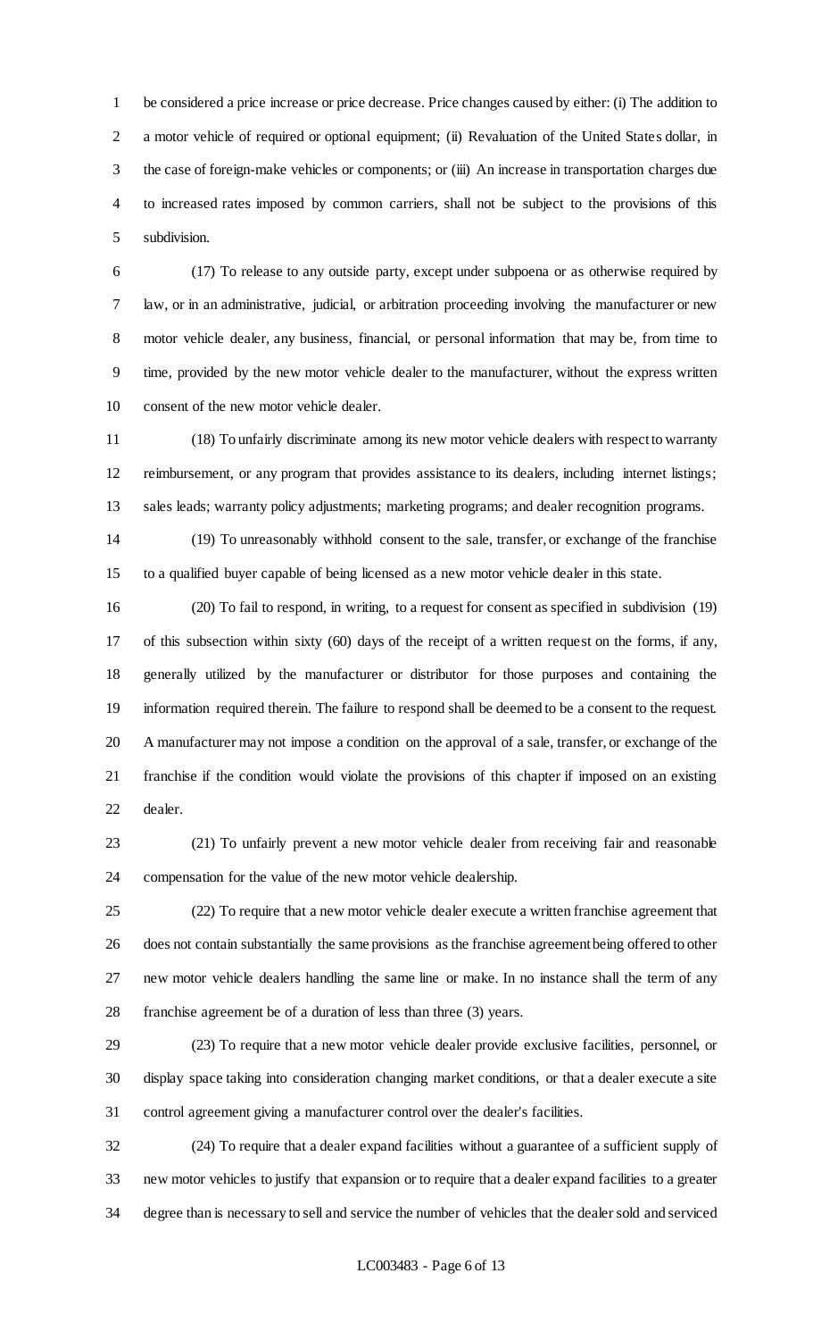be considered a price increase or price decrease. Price changes caused by either: (i) The addition to a motor vehicle of required or optional equipment; (ii) Revaluation of the United States dollar, in the case of foreign-make vehicles or components; or (iii) An increase in transportation charges due to increased rates imposed by common carriers, shall not be subject to the provisions of this subdivision.

(17) To release to any outside party, except under subpoena or as otherwise required by law, or in an administrative, judicial, or arbitration proceeding involving the manufacturer or new motor vehicle dealer, any business, financial, or personal information that may be, from time to time, provided by the new motor vehicle dealer to the manufacturer, without the express written consent of the new motor vehicle dealer.

(18) To unfairly discriminate among its new motor vehicle dealers with respect to warranty reimbursement, or any program that provides assistance to its dealers, including internet listings; sales leads; warranty policy adjustments; marketing programs; and dealer recognition programs.

(19) To unreasonably withhold consent to the sale, transfer, or exchange of the franchise to a qualified buyer capable of being licensed as a new motor vehicle dealer in this state.

(20) To fail to respond, in writing, to a request for consent as specified in subdivision (19) of this subsection within sixty (60) days of the receipt of a written request on the forms, if any, generally utilized by the manufacturer or distributor for those purposes and containing the information required therein. The failure to respond shall be deemed to be a consent to the request. A manufacturer may not impose a condition on the approval of a sale, transfer, or exchange of the franchise if the condition would violate the provisions of this chapter if imposed on an existing dealer.

(21) To unfairly prevent a new motor vehicle dealer from receiving fair and reasonable compensation for the value of the new motor vehicle dealership.

(22) To require that a new motor vehicle dealer execute a written franchise agreement that does not contain substantially the same provisions as the franchise agreement being offered to other new motor vehicle dealers handling the same line or make. In no instance shall the term of any franchise agreement be of a duration of less than three (3) years.

(23) To require that a new motor vehicle dealer provide exclusive facilities, personnel, or display space taking into consideration changing market conditions, or that a dealer execute a site control agreement giving a manufacturer control over the dealer's facilities.

(24) To require that a dealer expand facilities without a guarantee of a sufficient supply of new motor vehicles to justify that expansion or to require that a dealer expand facilities to a greater degree than is necessary to sell and service the number of vehicles that the dealer sold and serviced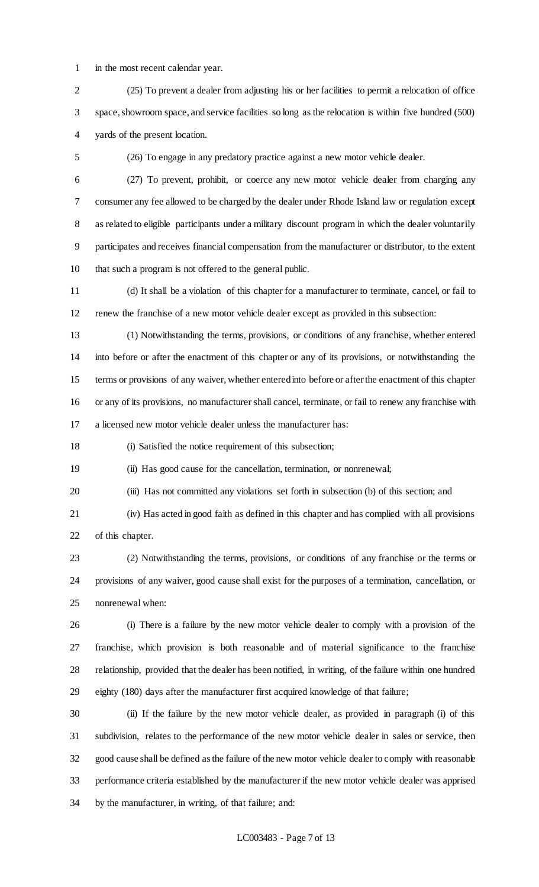in the most recent calendar year.

(25) To prevent a dealer from adjusting his or her facilities to permit a relocation of office space, showroom space, and service facilities so long as the relocation is within five hundred (500) yards of the present location.

(26) To engage in any predatory practice against a new motor vehicle dealer.

(27) To prevent, prohibit, or coerce any new motor vehicle dealer from charging any consumer any fee allowed to be charged by the dealer under Rhode Island law or regulation except as related to eligible participants under a military discount program in which the dealer voluntarily participates and receives financial compensation from the manufacturer or distributor, to the extent that such a program is not offered to the general public.

(d) It shall be a violation of this chapter for a manufacturer to terminate, cancel, or fail to renew the franchise of a new motor vehicle dealer except as provided in this subsection:

(1) Notwithstanding the terms, provisions, or conditions of any franchise, whether entered into before or after the enactment of this chapter or any of its provisions, or notwithstanding the terms or provisions of any waiver, whether entered into before or after the enactment of this chapter or any of its provisions, no manufacturer shall cancel, terminate, or fail to renew any franchise with a licensed new motor vehicle dealer unless the manufacturer has:

(i) Satisfied the notice requirement of this subsection;

(ii) Has good cause for the cancellation, termination, or nonrenewal;

(iii) Has not committed any violations set forth in subsection (b) of this section; and

(iv) Has acted in good faith as defined in this chapter and has complied with all provisions of this chapter.

(2) Notwithstanding the terms, provisions, or conditions of any franchise or the terms or provisions of any waiver, good cause shall exist for the purposes of a termination, cancellation, or nonrenewal when:

(i) There is a failure by the new motor vehicle dealer to comply with a provision of the franchise, which provision is both reasonable and of material significance to the franchise relationship, provided that the dealer has been notified, in writing, of the failure within one hundred eighty (180) days after the manufacturer first acquired knowledge of that failure;

(ii) If the failure by the new motor vehicle dealer, as provided in paragraph (i) of this subdivision, relates to the performance of the new motor vehicle dealer in sales or service, then good cause shall be defined as the failure of the new motor vehicle dealer to comply with reasonable performance criteria established by the manufacturer if the new motor vehicle dealer was apprised by the manufacturer, in writing, of that failure; and: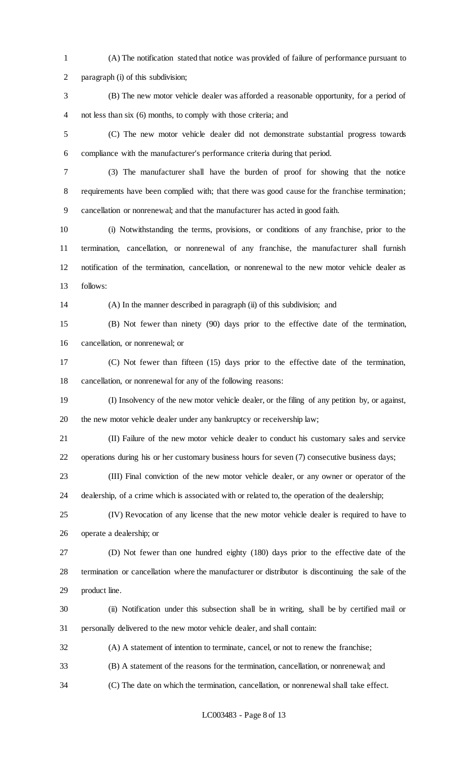(A) The notification stated that notice was provided of failure of performance pursuant to paragraph (i) of this subdivision;

(B) The new motor vehicle dealer was afforded a reasonable opportunity, for a period of not less than six (6) months, to comply with those criteria; and

(C) The new motor vehicle dealer did not demonstrate substantial progress towards compliance with the manufacturer's performance criteria during that period.

(3) The manufacturer shall have the burden of proof for showing that the notice requirements have been complied with; that there was good cause for the franchise termination; cancellation or nonrenewal; and that the manufacturer has acted in good faith.

(i) Notwithstanding the terms, provisions, or conditions of any franchise, prior to the termination, cancellation, or nonrenewal of any franchise, the manufacturer shall furnish notification of the termination, cancellation, or nonrenewal to the new motor vehicle dealer as follows:

(A) In the manner described in paragraph (ii) of this subdivision; and

(B) Not fewer than ninety (90) days prior to the effective date of the termination, cancellation, or nonrenewal; or

(C) Not fewer than fifteen (15) days prior to the effective date of the termination, cancellation, or nonrenewal for any of the following reasons:

(I) Insolvency of the new motor vehicle dealer, or the filing of any petition by, or against, the new motor vehicle dealer under any bankruptcy or receivership law;

(II) Failure of the new motor vehicle dealer to conduct his customary sales and service operations during his or her customary business hours for seven (7) consecutive business days;

(III) Final conviction of the new motor vehicle dealer, or any owner or operator of the dealership, of a crime which is associated with or related to, the operation of the dealership;

(IV) Revocation of any license that the new motor vehicle dealer is required to have to operate a dealership; or

(D) Not fewer than one hundred eighty (180) days prior to the effective date of the termination or cancellation where the manufacturer or distributor is discontinuing the sale of the product line.

(ii) Notification under this subsection shall be in writing, shall be by certified mail or personally delivered to the new motor vehicle dealer, and shall contain:

(A) A statement of intention to terminate, cancel, or not to renew the franchise;

(B) A statement of the reasons for the termination, cancellation, or nonrenewal; and

(C) The date on which the termination, cancellation, or nonrenewal shall take effect.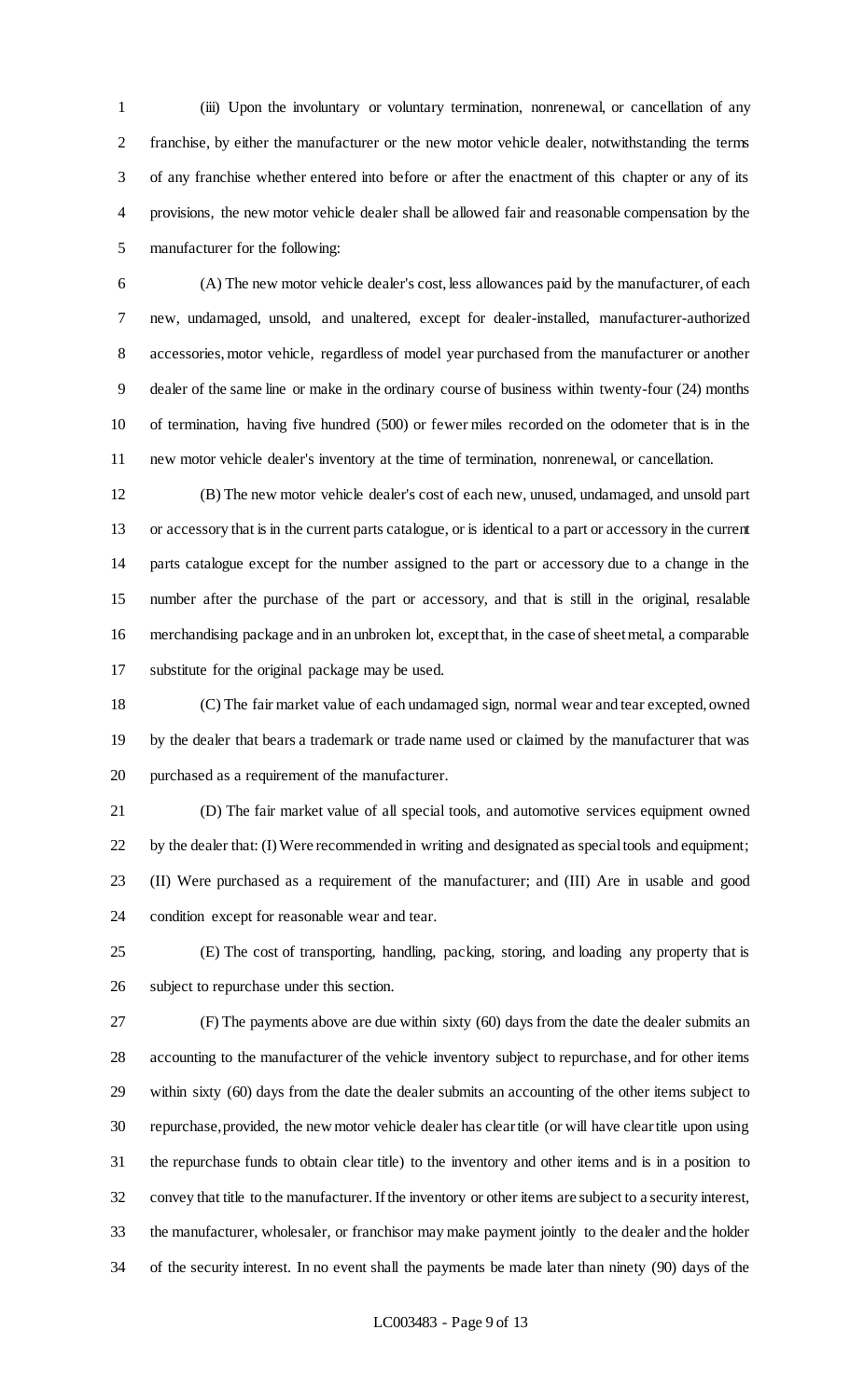(iii) Upon the involuntary or voluntary termination, nonrenewal, or cancellation of any franchise, by either the manufacturer or the new motor vehicle dealer, notwithstanding the terms of any franchise whether entered into before or after the enactment of this chapter or any of its provisions, the new motor vehicle dealer shall be allowed fair and reasonable compensation by the manufacturer for the following:

(A) The new motor vehicle dealer's cost, less allowances paid by the manufacturer, of each new, undamaged, unsold, and unaltered, except for dealer-installed, manufacturer-authorized accessories, motor vehicle, regardless of model year purchased from the manufacturer or another dealer of the same line or make in the ordinary course of business within twenty-four (24) months of termination, having five hundred (500) or fewer miles recorded on the odometer that is in the new motor vehicle dealer's inventory at the time of termination, nonrenewal, or cancellation.

(B) The new motor vehicle dealer's cost of each new, unused, undamaged, and unsold part or accessory that is in the current parts catalogue, or is identical to a part or accessory in the current parts catalogue except for the number assigned to the part or accessory due to a change in the number after the purchase of the part or accessory, and that is still in the original, resalable merchandising package and in an unbroken lot, except that, in the case of sheet metal, a comparable substitute for the original package may be used.

(C) The fair market value of each undamaged sign, normal wear and tear excepted, owned by the dealer that bears a trademark or trade name used or claimed by the manufacturer that was purchased as a requirement of the manufacturer.

(D) The fair market value of all special tools, and automotive services equipment owned by the dealer that: (I) Were recommended in writing and designated as special tools and equipment; (II) Were purchased as a requirement of the manufacturer; and (III) Are in usable and good condition except for reasonable wear and tear.

(E) The cost of transporting, handling, packing, storing, and loading any property that is subject to repurchase under this section.

(F) The payments above are due within sixty (60) days from the date the dealer submits an accounting to the manufacturer of the vehicle inventory subject to repurchase, and for other items within sixty (60) days from the date the dealer submits an accounting of the other items subject to repurchase, provided, the new motor vehicle dealer has clear title (or will have clear title upon using the repurchase funds to obtain clear title) to the inventory and other items and is in a position to convey that title to the manufacturer. If the inventory or other items are subject to a security interest, the manufacturer, wholesaler, or franchisor may make payment jointly to the dealer and the holder of the security interest. In no event shall the payments be made later than ninety (90) days of the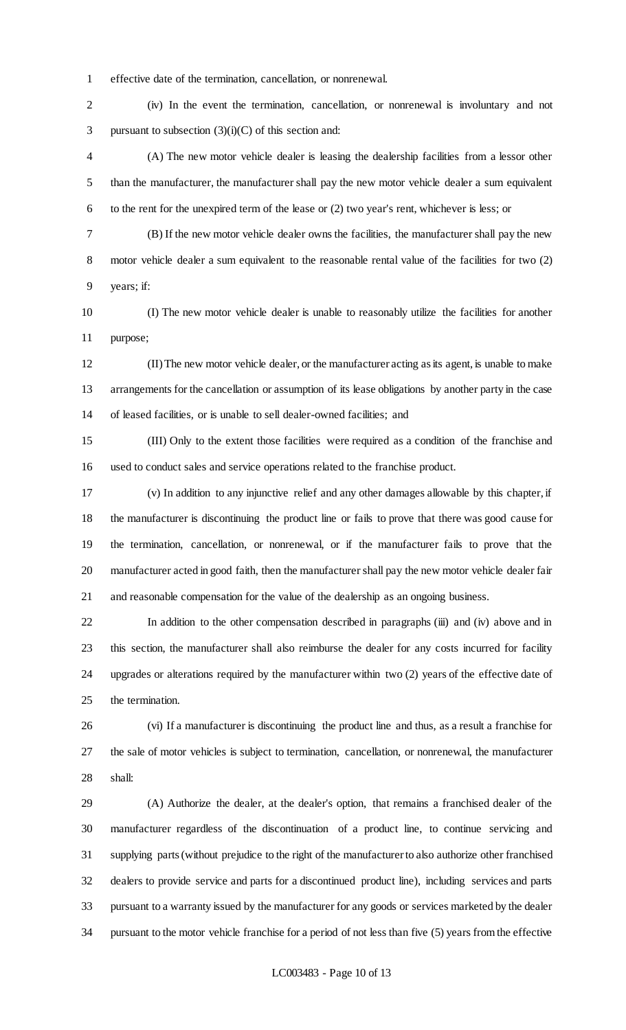effective date of the termination, cancellation, or nonrenewal.

(iv) In the event the termination, cancellation, or nonrenewal is involuntary and not pursuant to subsection (3)(i)(C) of this section and:

(A) The new motor vehicle dealer is leasing the dealership facilities from a lessor other than the manufacturer, the manufacturer shall pay the new motor vehicle dealer a sum equivalent to the rent for the unexpired term of the lease or (2) two year's rent, whichever is less; or

(B) If the new motor vehicle dealer owns the facilities, the manufacturer shall pay the new motor vehicle dealer a sum equivalent to the reasonable rental value of the facilities for two (2) years; if:

(I) The new motor vehicle dealer is unable to reasonably utilize the facilities for another purpose;

(II) The new motor vehicle dealer, or the manufacturer acting as its agent, is unable to make arrangements for the cancellation or assumption of its lease obligations by another party in the case of leased facilities, or is unable to sell dealer-owned facilities; and

(III) Only to the extent those facilities were required as a condition of the franchise and used to conduct sales and service operations related to the franchise product.

(v) In addition to any injunctive relief and any other damages allowable by this chapter, if the manufacturer is discontinuing the product line or fails to prove that there was good cause for the termination, cancellation, or nonrenewal, or if the manufacturer fails to prove that the manufacturer acted in good faith, then the manufacturer shall pay the new motor vehicle dealer fair and reasonable compensation for the value of the dealership as an ongoing business.

In addition to the other compensation described in paragraphs (iii) and (iv) above and in this section, the manufacturer shall also reimburse the dealer for any costs incurred for facility upgrades or alterations required by the manufacturer within two (2) years of the effective date of the termination.

(vi) If a manufacturer is discontinuing the product line and thus, as a result a franchise for the sale of motor vehicles is subject to termination, cancellation, or nonrenewal, the manufacturer shall:

(A) Authorize the dealer, at the dealer's option, that remains a franchised dealer of the manufacturer regardless of the discontinuation of a product line, to continue servicing and supplying parts (without prejudice to the right of the manufacturer to also authorize other franchised dealers to provide service and parts for a discontinued product line), including services and parts pursuant to a warranty issued by the manufacturer for any goods or services marketed by the dealer pursuant to the motor vehicle franchise for a period of not less than five (5) years from the effective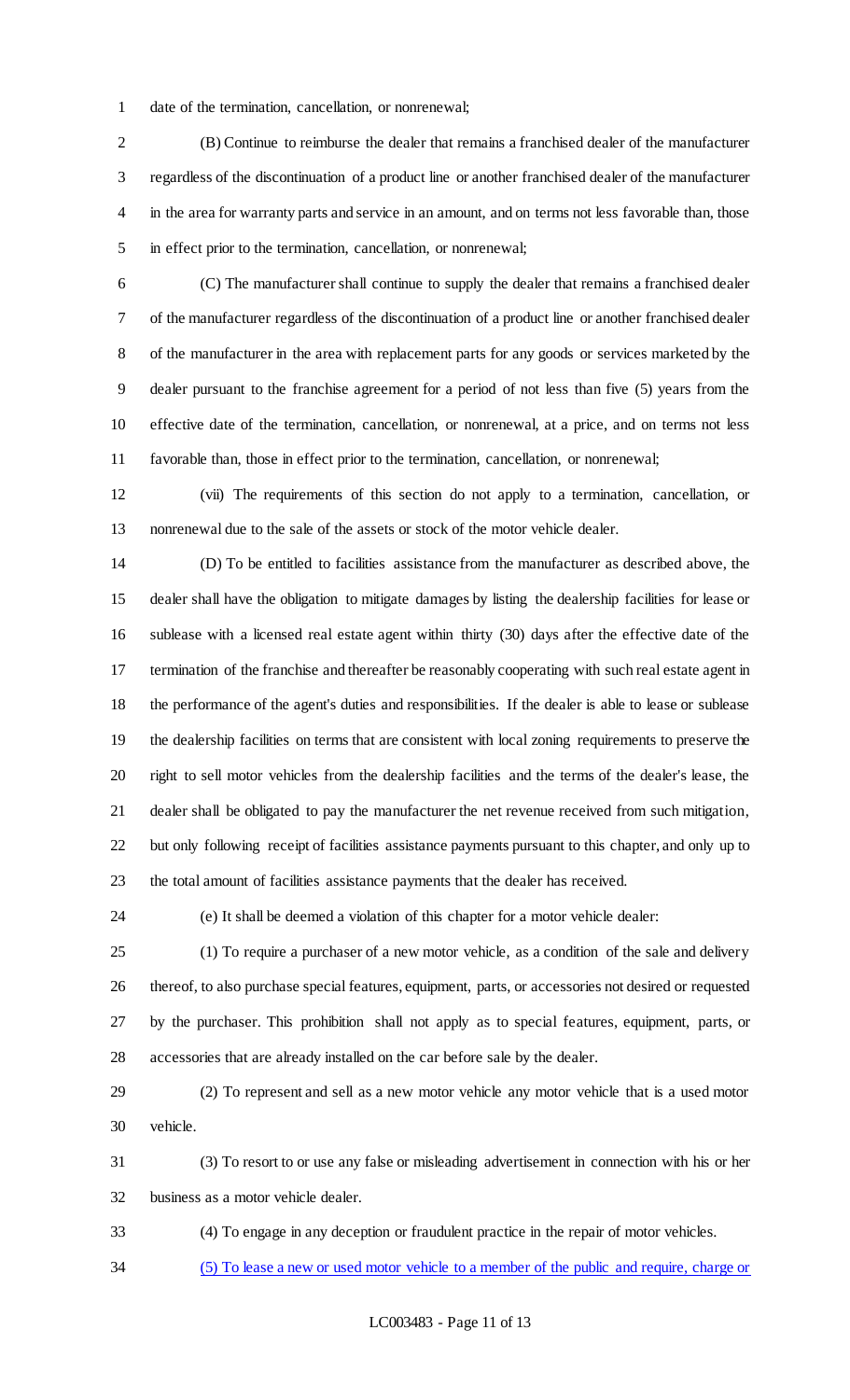date of the termination, cancellation, or nonrenewal;

(B) Continue to reimburse the dealer that remains a franchised dealer of the manufacturer regardless of the discontinuation of a product line or another franchised dealer of the manufacturer in the area for warranty parts and service in an amount, and on terms not less favorable than, those in effect prior to the termination, cancellation, or nonrenewal;

(C) The manufacturer shall continue to supply the dealer that remains a franchised dealer of the manufacturer regardless of the discontinuation of a product line or another franchised dealer of the manufacturer in the area with replacement parts for any goods or services marketed by the dealer pursuant to the franchise agreement for a period of not less than five (5) years from the effective date of the termination, cancellation, or nonrenewal, at a price, and on terms not less favorable than, those in effect prior to the termination, cancellation, or nonrenewal;

(vii) The requirements of this section do not apply to a termination, cancellation, or nonrenewal due to the sale of the assets or stock of the motor vehicle dealer.

(D) To be entitled to facilities assistance from the manufacturer as described above, the dealer shall have the obligation to mitigate damages by listing the dealership facilities for lease or sublease with a licensed real estate agent within thirty (30) days after the effective date of the termination of the franchise and thereafter be reasonably cooperating with such real estate agent in the performance of the agent's duties and responsibilities. If the dealer is able to lease or sublease the dealership facilities on terms that are consistent with local zoning requirements to preserve the right to sell motor vehicles from the dealership facilities and the terms of the dealer's lease, the dealer shall be obligated to pay the manufacturer the net revenue received from such mitigation, but only following receipt of facilities assistance payments pursuant to this chapter, and only up to the total amount of facilities assistance payments that the dealer has received.

(e) It shall be deemed a violation of this chapter for a motor vehicle dealer:

(1) To require a purchaser of a new motor vehicle, as a condition of the sale and delivery thereof, to also purchase special features, equipment, parts, or accessories not desired or requested by the purchaser. This prohibition shall not apply as to special features, equipment, parts, or accessories that are already installed on the car before sale by the dealer.

(2) To represent and sell as a new motor vehicle any motor vehicle that is a used motor vehicle.

(3) To resort to or use any false or misleading advertisement in connection with his or her business as a motor vehicle dealer.

(4) To engage in any deception or fraudulent practice in the repair of motor vehicles.

<u>(5) To lease a new or used motor vehicle to a member of the public and require, charge or</u>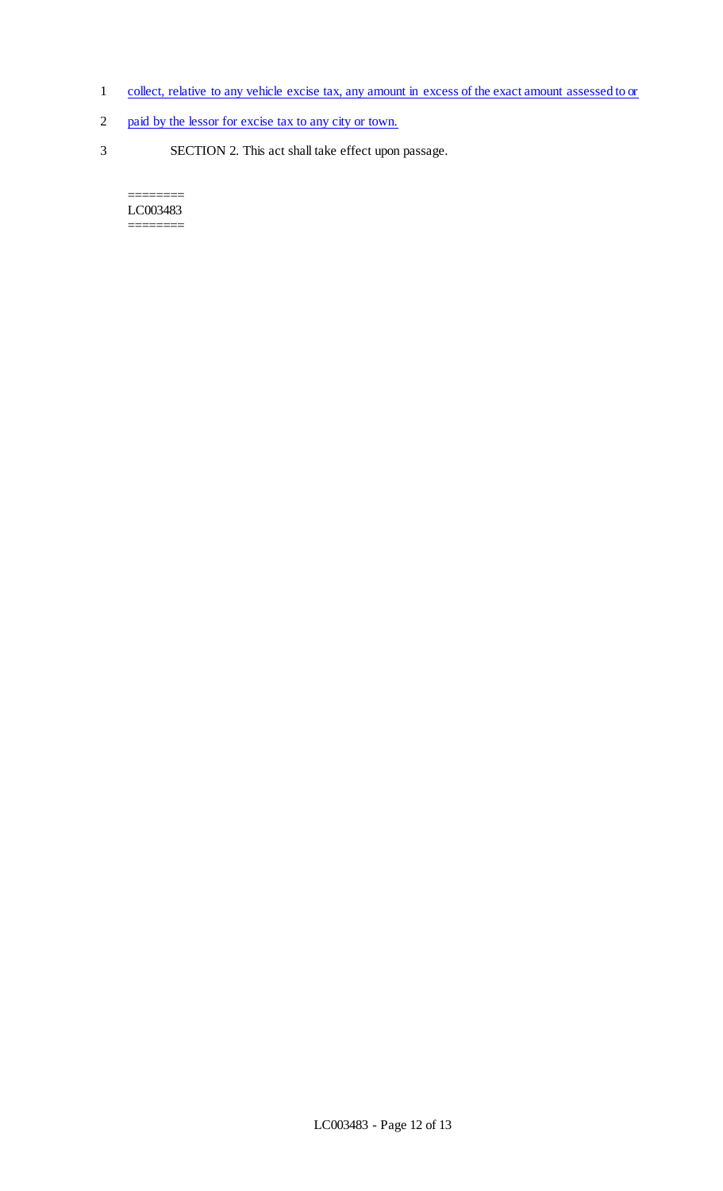collect, relative to any vehicle excise tax, any amount in excess of the exact amount assessed to or paid by the lessor for excise tax to any city or town.

SECTION 2. This act shall take effect upon passage.

========
LC003483
========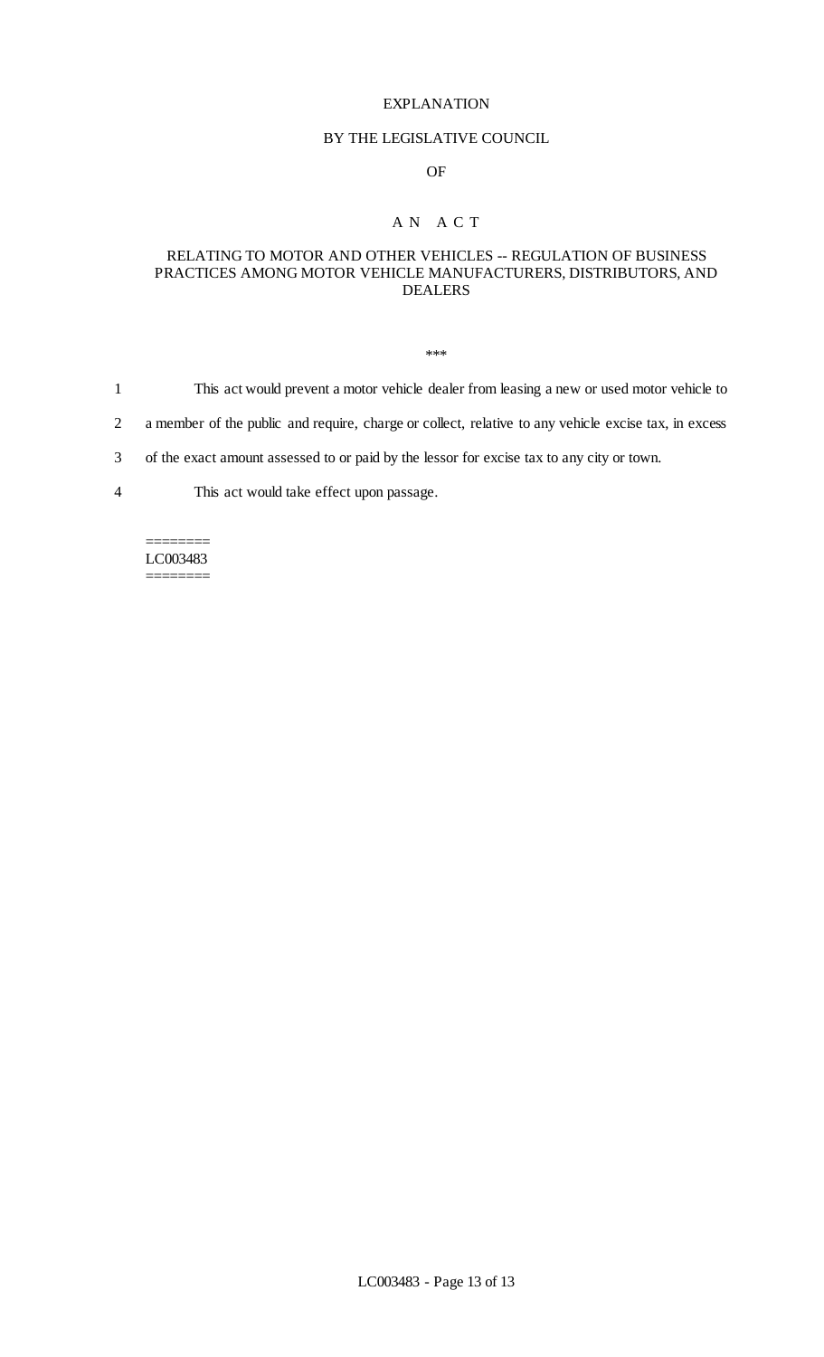EXPLANATION

BY THE LEGISLATIVE COUNCIL

OF

# A N A C T

RELATING TO MOTOR AND OTHER VEHICLES -- REGULATION OF BUSINESS PRACTICES AMONG MOTOR VEHICLE MANUFACTURERS, DISTRIBUTORS, AND DEALERS

\*\*\*

1 This act would prevent a motor vehicle dealer from leasing a new or used motor vehicle to
2 a member of the public and require, charge or collect, relative to any vehicle excise tax, in excess
3 of the exact amount assessed to or paid by the lessor for excise tax to any city or town.
4 This act would take effect upon passage.

========
LC003483
========